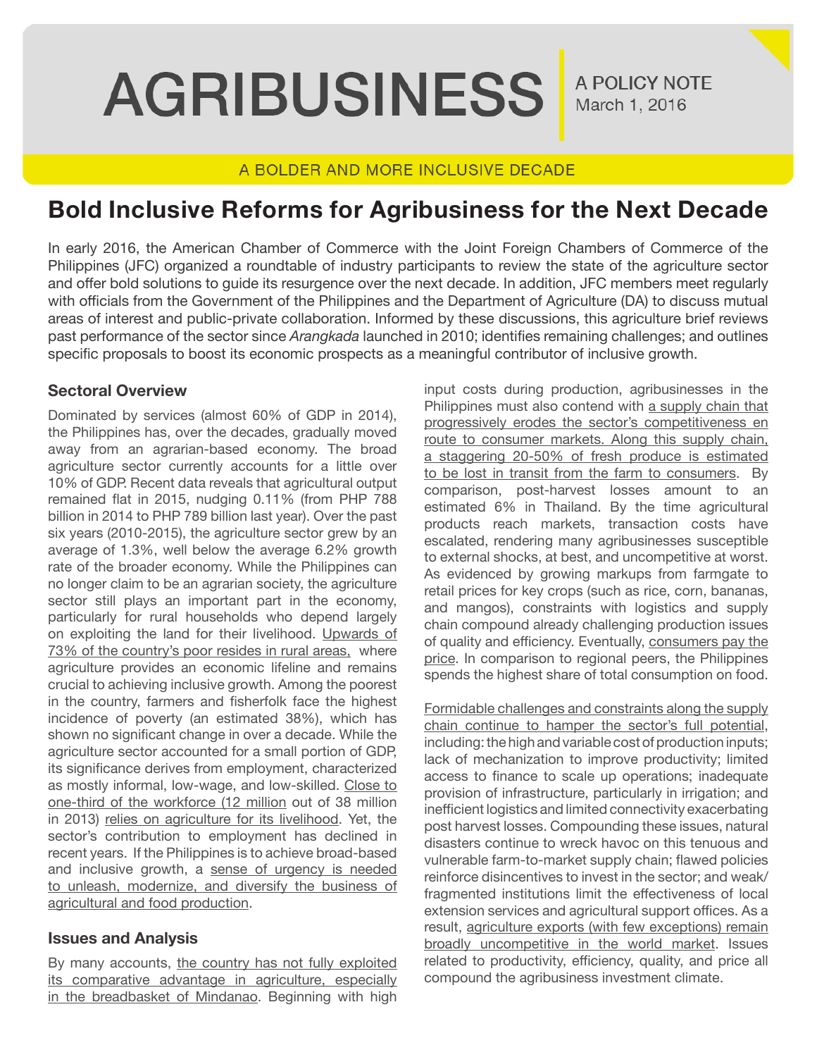# AGRIBUSINESS

A POLICY NOTE
March 1, 2016

A BOLDER AND MORE INCLUSIVE DECADE

## Bold Inclusive Reforms for Agribusiness for the Next Decade

In early 2016, the American Chamber of Commerce with the Joint Foreign Chambers of Commerce of the Philippines (JFC) organized a roundtable of industry participants to review the state of the agriculture sector and offer bold solutions to guide its resurgence over the next decade. In addition, JFC members meet regularly with officials from the Government of the Philippines and the Department of Agriculture (DA) to discuss mutual areas of interest and public-private collaboration. Informed by these discussions, this agriculture brief reviews past performance of the sector since *Arangkada* launched in 2010; identifies remaining challenges; and outlines specific proposals to boost its economic prospects as a meaningful contributor of inclusive growth.

### Sectoral Overview

Dominated by services (almost 60% of GDP in 2014), the Philippines has, over the decades, gradually moved away from an agrarian-based economy. The broad agriculture sector currently accounts for a little over 10% of GDP. Recent data reveals that agricultural output remained flat in 2015, nudging 0.11% (from PHP 788 billion in 2014 to PHP 789 billion last year). Over the past six years (2010-2015), the agriculture sector grew by an average of 1.3%, well below the average 6.2% growth rate of the broader economy. While the Philippines can no longer claim to be an agrarian society, the agriculture sector still plays an important part in the economy, particularly for rural households who depend largely on exploiting the land for their livelihood. Upwards of 73% of the country's poor resides in rural areas, where agriculture provides an economic lifeline and remains crucial to achieving inclusive growth. Among the poorest in the country, farmers and fisherfolk face the highest incidence of poverty (an estimated 38%), which has shown no significant change in over a decade. While the agriculture sector accounted for a small portion of GDP, its significance derives from employment, characterized as mostly informal, low-wage, and low-skilled. Close to one-third of the workforce (12 million out of 38 million in 2013) relies on agriculture for its livelihood. Yet, the sector's contribution to employment has declined in recent years. If the Philippines is to achieve broad-based and inclusive growth, a sense of urgency is needed to unleash, modernize, and diversify the business of agricultural and food production.

### Issues and Analysis

By many accounts, the country has not fully exploited its comparative advantage in agriculture, especially in the breadbasket of Mindanao. Beginning with high input costs during production, agribusinesses in the Philippines must also contend with a supply chain that progressively erodes the sector's competitiveness en route to consumer markets. Along this supply chain, a staggering 20-50% of fresh produce is estimated to be lost in transit from the farm to consumers. By comparison, post-harvest losses amount to an estimated 6% in Thailand. By the time agricultural products reach markets, transaction costs have escalated, rendering many agribusinesses susceptible to external shocks, at best, and uncompetitive at worst. As evidenced by growing markups from farmgate to retail prices for key crops (such as rice, corn, bananas, and mangos), constraints with logistics and supply chain compound already challenging production issues of quality and efficiency. Eventually, consumers pay the price. In comparison to regional peers, the Philippines spends the highest share of total consumption on food.

Formidable challenges and constraints along the supply chain continue to hamper the sector's full potential, including: the high and variable cost of production inputs; lack of mechanization to improve productivity; limited access to finance to scale up operations; inadequate provision of infrastructure, particularly in irrigation; and inefficient logistics and limited connectivity exacerbating post harvest losses. Compounding these issues, natural disasters continue to wreck havoc on this tenuous and vulnerable farm-to-market supply chain; flawed policies reinforce disincentives to invest in the sector; and weak/fragmented institutions limit the effectiveness of local extension services and agricultural support offices. As a result, agriculture exports (with few exceptions) remain broadly uncompetitive in the world market. Issues related to productivity, efficiency, quality, and price all compound the agribusiness investment climate.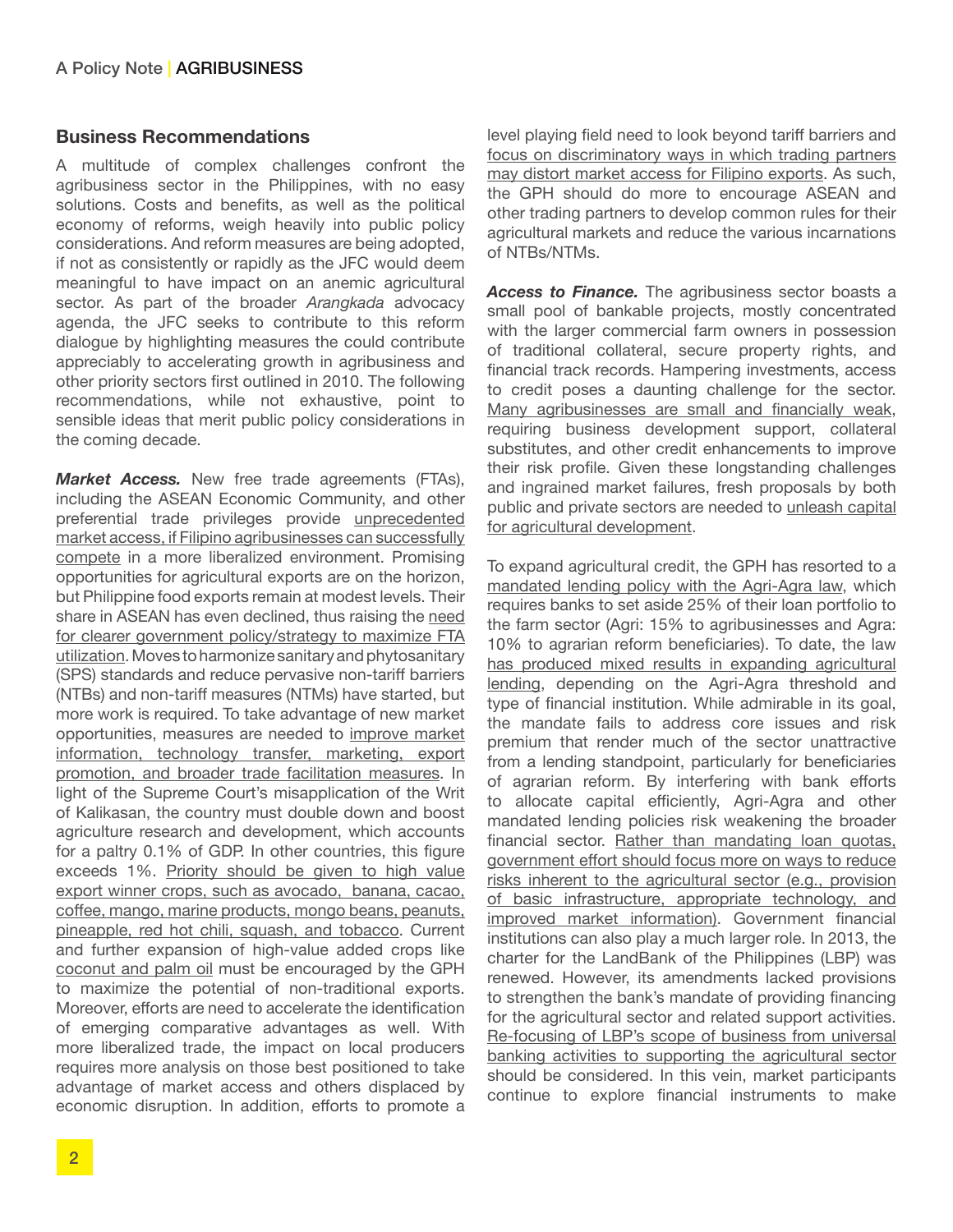## Business Recommendations

A multitude of complex challenges confront the agribusiness sector in the Philippines, with no easy solutions. Costs and benefits, as well as the political economy of reforms, weigh heavily into public policy considerations. And reform measures are being adopted, if not as consistently or rapidly as the JFC would deem meaningful to have impact on an anemic agricultural sector. As part of the broader *Arangkada* advocacy agenda, the JFC seeks to contribute to this reform dialogue by highlighting measures the could contribute appreciably to accelerating growth in agribusiness and other priority sectors first outlined in 2010. The following recommendations, while not exhaustive, point to sensible ideas that merit public policy considerations in the coming decade.

***Market Access.*** New free trade agreements (FTAs), including the ASEAN Economic Community, and other preferential trade privileges provide unprecedented market access, if Filipino agribusinesses can successfully compete in a more liberalized environment. Promising opportunities for agricultural exports are on the horizon, but Philippine food exports remain at modest levels. Their share in ASEAN has even declined, thus raising the need for clearer government policy/strategy to maximize FTA utilization. Moves to harmonize sanitary and phytosanitary (SPS) standards and reduce pervasive non-tariff barriers (NTBs) and non-tariff measures (NTMs) have started, but more work is required. To take advantage of new market opportunities, measures are needed to improve market information, technology transfer, marketing, export promotion, and broader trade facilitation measures. In light of the Supreme Court's misapplication of the Writ of Kalikasan, the country must double down and boost agriculture research and development, which accounts for a paltry 0.1% of GDP. In other countries, this figure exceeds 1%. Priority should be given to high value export winner crops, such as avocado, banana, cacao, coffee, mango, marine products, mongo beans, peanuts, pineapple, red hot chili, squash, and tobacco. Current and further expansion of high-value added crops like coconut and palm oil must be encouraged by the GPH to maximize the potential of non-traditional exports. Moreover, efforts are need to accelerate the identification of emerging comparative advantages as well. With more liberalized trade, the impact on local producers requires more analysis on those best positioned to take advantage of market access and others displaced by economic disruption. In addition, efforts to promote a level playing field need to look beyond tariff barriers and focus on discriminatory ways in which trading partners may distort market access for Filipino exports. As such, the GPH should do more to encourage ASEAN and other trading partners to develop common rules for their agricultural markets and reduce the various incarnations of NTBs/NTMs.

***Access to Finance.*** The agribusiness sector boasts a small pool of bankable projects, mostly concentrated with the larger commercial farm owners in possession of traditional collateral, secure property rights, and financial track records. Hampering investments, access to credit poses a daunting challenge for the sector. Many agribusinesses are small and financially weak, requiring business development support, collateral substitutes, and other credit enhancements to improve their risk profile. Given these longstanding challenges and ingrained market failures, fresh proposals by both public and private sectors are needed to unleash capital for agricultural development.

To expand agricultural credit, the GPH has resorted to a mandated lending policy with the Agri-Agra law, which requires banks to set aside 25% of their loan portfolio to the farm sector (Agri: 15% to agribusinesses and Agra: 10% to agrarian reform beneficiaries). To date, the law has produced mixed results in expanding agricultural lending, depending on the Agri-Agra threshold and type of financial institution. While admirable in its goal, the mandate fails to address core issues and risk premium that render much of the sector unattractive from a lending standpoint, particularly for beneficiaries of agrarian reform. By interfering with bank efforts to allocate capital efficiently, Agri-Agra and other mandated lending policies risk weakening the broader financial sector. Rather than mandating loan quotas, government effort should focus more on ways to reduce risks inherent to the agricultural sector (e.g., provision of basic infrastructure, appropriate technology, and improved market information). Government financial institutions can also play a much larger role. In 2013, the charter for the LandBank of the Philippines (LBP) was renewed. However, its amendments lacked provisions to strengthen the bank's mandate of providing financing for the agricultural sector and related support activities. Re-focusing of LBP's scope of business from universal banking activities to supporting the agricultural sector should be considered. In this vein, market participants continue to explore financial instruments to make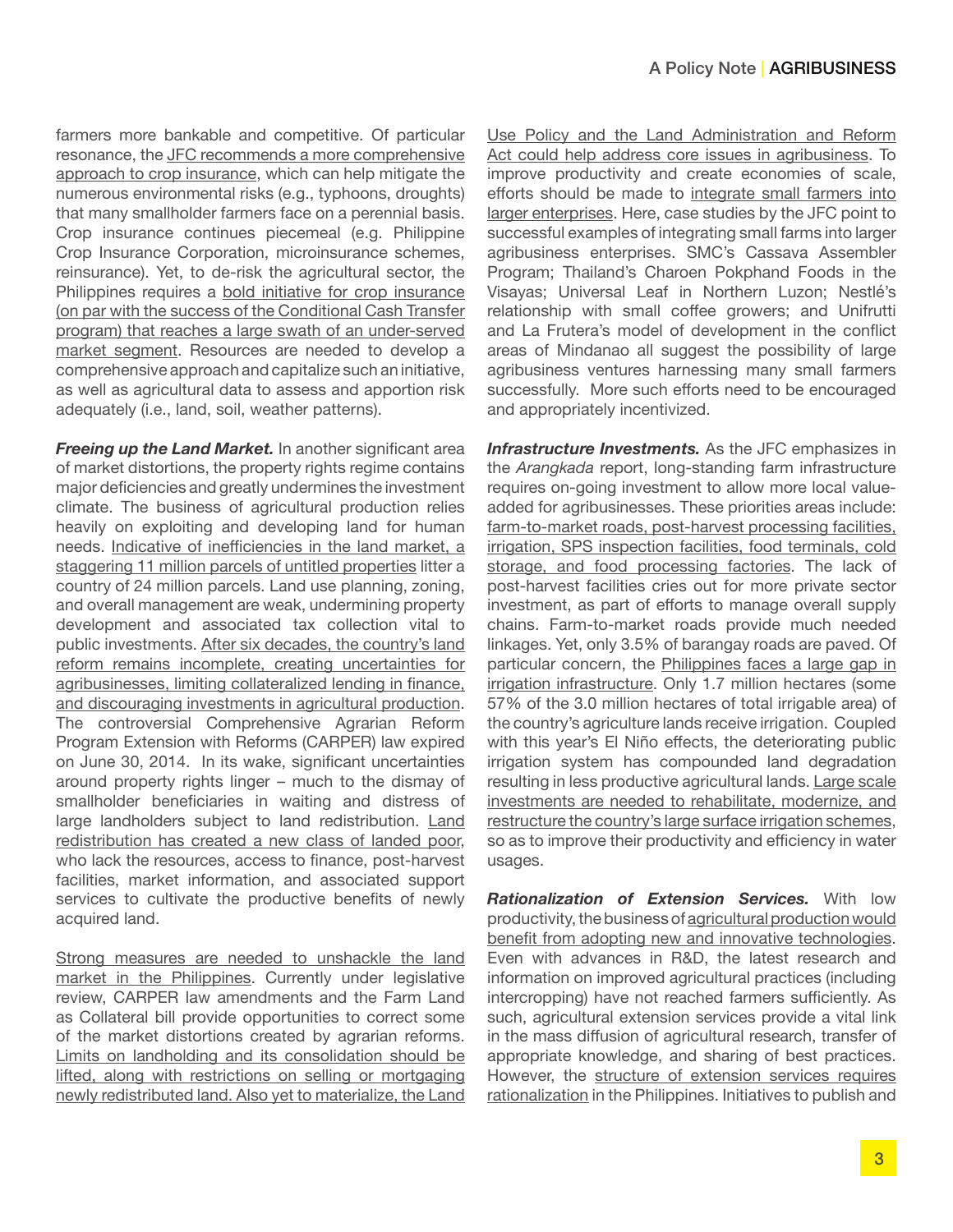farmers more bankable and competitive. Of particular resonance, the JFC recommends a more comprehensive approach to crop insurance, which can help mitigate the numerous environmental risks (e.g., typhoons, droughts) that many smallholder farmers face on a perennial basis. Crop insurance continues piecemeal (e.g. Philippine Crop Insurance Corporation, microinsurance schemes, reinsurance). Yet, to de-risk the agricultural sector, the Philippines requires a bold initiative for crop insurance (on par with the success of the Conditional Cash Transfer program) that reaches a large swath of an under-served market segment. Resources are needed to develop a comprehensive approach and capitalize such an initiative, as well as agricultural data to assess and apportion risk adequately (i.e., land, soil, weather patterns).

***Freeing up the Land Market.*** In another significant area of market distortions, the property rights regime contains major deficiencies and greatly undermines the investment climate. The business of agricultural production relies heavily on exploiting and developing land for human needs. Indicative of inefficiencies in the land market, a staggering 11 million parcels of untitled properties litter a country of 24 million parcels. Land use planning, zoning, and overall management are weak, undermining property development and associated tax collection vital to public investments. After six decades, the country's land reform remains incomplete, creating uncertainties for agribusinesses, limiting collateralized lending in finance, and discouraging investments in agricultural production. The controversial Comprehensive Agrarian Reform Program Extension with Reforms (CARPER) law expired on June 30, 2014. In its wake, significant uncertainties around property rights linger – much to the dismay of smallholder beneficiaries in waiting and distress of large landholders subject to land redistribution. Land redistribution has created a new class of landed poor, who lack the resources, access to finance, post-harvest facilities, market information, and associated support services to cultivate the productive benefits of newly acquired land.

Strong measures are needed to unshackle the land market in the Philippines. Currently under legislative review, CARPER law amendments and the Farm Land as Collateral bill provide opportunities to correct some of the market distortions created by agrarian reforms. Limits on landholding and its consolidation should be lifted, along with restrictions on selling or mortgaging newly redistributed land. Also yet to materialize, the Land Use Policy and the Land Administration and Reform Act could help address core issues in agribusiness. To improve productivity and create economies of scale, efforts should be made to integrate small farmers into larger enterprises. Here, case studies by the JFC point to successful examples of integrating small farms into larger agribusiness enterprises. SMC's Cassava Assembler Program; Thailand's Charoen Pokphand Foods in the Visayas; Universal Leaf in Northern Luzon; Nestlé's relationship with small coffee growers; and Unifrutti and La Frutera's model of development in the conflict areas of Mindanao all suggest the possibility of large agribusiness ventures harnessing many small farmers successfully. More such efforts need to be encouraged and appropriately incentivized.

***Infrastructure Investments.*** As the JFC emphasizes in the *Arangkada* report, long-standing farm infrastructure requires on-going investment to allow more local value-added for agribusinesses. These priorities areas include: farm-to-market roads, post-harvest processing facilities, irrigation, SPS inspection facilities, food terminals, cold storage, and food processing factories. The lack of post-harvest facilities cries out for more private sector investment, as part of efforts to manage overall supply chains. Farm-to-market roads provide much needed linkages. Yet, only 3.5% of barangay roads are paved. Of particular concern, the Philippines faces a large gap in irrigation infrastructure. Only 1.7 million hectares (some 57% of the 3.0 million hectares of total irrigable area) of the country's agriculture lands receive irrigation. Coupled with this year's El Niño effects, the deteriorating public irrigation system has compounded land degradation resulting in less productive agricultural lands. Large scale investments are needed to rehabilitate, modernize, and restructure the country's large surface irrigation schemes, so as to improve their productivity and efficiency in water usages.

***Rationalization of Extension Services.*** With low productivity, the business of agricultural production would benefit from adopting new and innovative technologies. Even with advances in R&D, the latest research and information on improved agricultural practices (including intercropping) have not reached farmers sufficiently. As such, agricultural extension services provide a vital link in the mass diffusion of agricultural research, transfer of appropriate knowledge, and sharing of best practices. However, the structure of extension services requires rationalization in the Philippines. Initiatives to publish and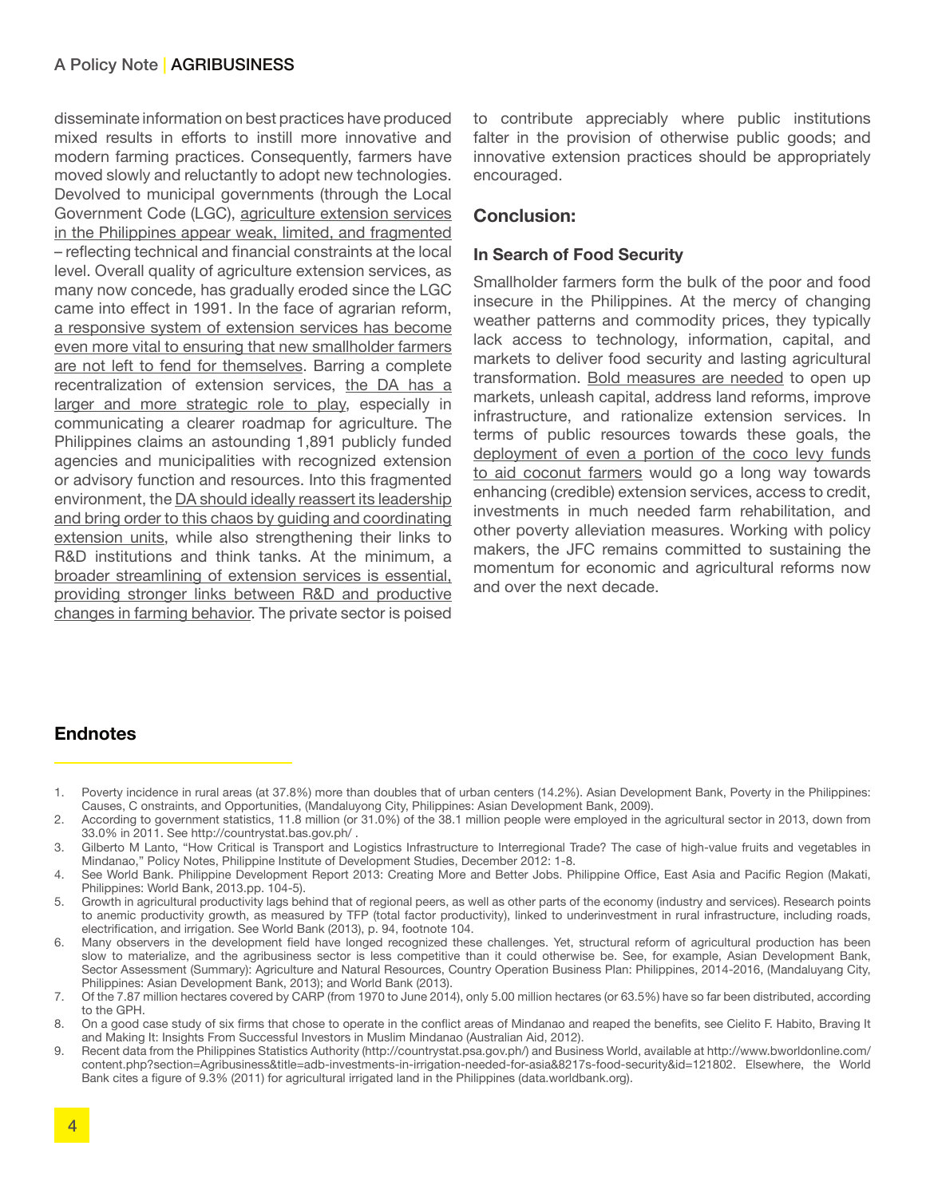disseminate information on best practices have produced mixed results in efforts to instill more innovative and modern farming practices. Consequently, farmers have moved slowly and reluctantly to adopt new technologies. Devolved to municipal governments (through the Local Government Code (LGC), agriculture extension services in the Philippines appear weak, limited, and fragmented – reflecting technical and financial constraints at the local level. Overall quality of agriculture extension services, as many now concede, has gradually eroded since the LGC came into effect in 1991. In the face of agrarian reform, a responsive system of extension services has become even more vital to ensuring that new smallholder farmers are not left to fend for themselves. Barring a complete recentralization of extension services, the DA has a larger and more strategic role to play, especially in communicating a clearer roadmap for agriculture. The Philippines claims an astounding 1,891 publicly funded agencies and municipalities with recognized extension or advisory function and resources. Into this fragmented environment, the DA should ideally reassert its leadership and bring order to this chaos by guiding and coordinating extension units, while also strengthening their links to R&D institutions and think tanks. At the minimum, a broader streamlining of extension services is essential, providing stronger links between R&D and productive changes in farming behavior. The private sector is poised to contribute appreciably where public institutions falter in the provision of otherwise public goods; and innovative extension practices should be appropriately encouraged.

## Conclusion:

### In Search of Food Security

Smallholder farmers form the bulk of the poor and food insecure in the Philippines. At the mercy of changing weather patterns and commodity prices, they typically lack access to technology, information, capital, and markets to deliver food security and lasting agricultural transformation. Bold measures are needed to open up markets, unleash capital, address land reforms, improve infrastructure, and rationalize extension services. In terms of public resources towards these goals, the deployment of even a portion of the coco levy funds to aid coconut farmers would go a long way towards enhancing (credible) extension services, access to credit, investments in much needed farm rehabilitation, and other poverty alleviation measures. Working with policy makers, the JFC remains committed to sustaining the momentum for economic and agricultural reforms now and over the next decade.

## Endnotes

1. Poverty incidence in rural areas (at 37.8%) more than doubles that of urban centers (14.2%). Asian Development Bank, Poverty in the Philippines: Causes, C onstraints, and Opportunities, (Mandaluyong City, Philippines: Asian Development Bank, 2009).
2. According to government statistics, 11.8 million (or 31.0%) of the 38.1 million people were employed in the agricultural sector in 2013, down from 33.0% in 2011. See http://countrystat.bas.gov.ph/ .
3. Gilberto M Lanto, “How Critical is Transport and Logistics Infrastructure to Interregional Trade? The case of high-value fruits and vegetables in Mindanao,” Policy Notes, Philippine Institute of Development Studies, December 2012: 1-8.
4. See World Bank. Philippine Development Report 2013: Creating More and Better Jobs. Philippine Office, East Asia and Pacific Region (Makati, Philippines: World Bank, 2013.pp. 104-5).
5. Growth in agricultural productivity lags behind that of regional peers, as well as other parts of the economy (industry and services). Research points to anemic productivity growth, as measured by TFP (total factor productivity), linked to underinvestment in rural infrastructure, including roads, electrification, and irrigation. See World Bank (2013), p. 94, footnote 104.
6. Many observers in the development field have longed recognized these challenges. Yet, structural reform of agricultural production has been slow to materialize, and the agribusiness sector is less competitive than it could otherwise be. See, for example, Asian Development Bank, Sector Assessment (Summary): Agriculture and Natural Resources, Country Operation Business Plan: Philippines, 2014-2016, (Mandaluyong City, Philippines: Asian Development Bank, 2013); and World Bank (2013).
7. Of the 7.87 million hectares covered by CARP (from 1970 to June 2014), only 5.00 million hectares (or 63.5%) have so far been distributed, according to the GPH.
8. On a good case study of six firms that chose to operate in the conflict areas of Mindanao and reaped the benefits, see Cielito F. Habito, Braving It and Making It: Insights From Successful Investors in Muslim Mindanao (Australian Aid, 2012).
9. Recent data from the Philippines Statistics Authority (http://countrystat.psa.gov.ph/) and Business World, available at http://www.bworldonline.com/content.php?section=Agribusiness&title=adb-investments-in-irrigation-needed-for-asia&8217s-food-security&id=121802. Elsewhere, the World Bank cites a figure of 9.3% (2011) for agricultural irrigated land in the Philippines (data.worldbank.org).